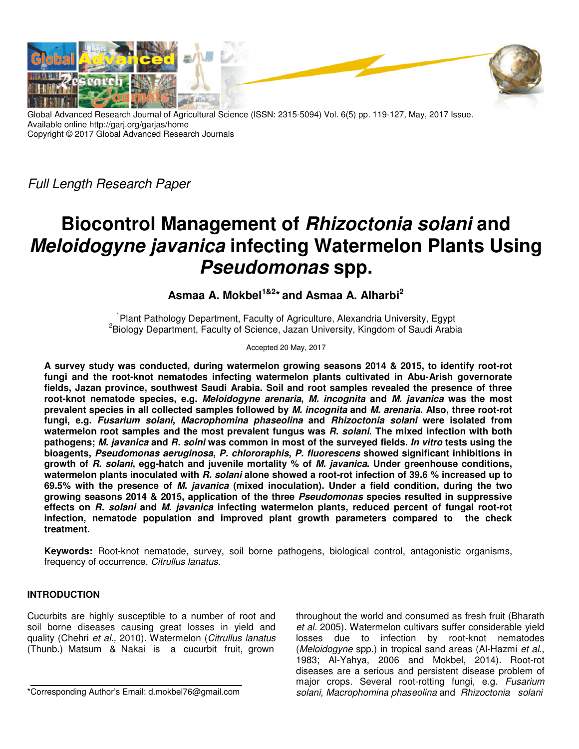Global Advanced Research Journal of Agricultural Science (ISSN: 2315-5094) Vol. 6(5) pp. 119-127, May, 2017 Issue.
Available online http://garj.org/garjas/home
Copyright © 2017 Global Advanced Research Journals

*Full Length Research Paper*

# Biocontrol Management of *Rhizoctonia solani* and *Meloidogyne javanica* infecting Watermelon Plants Using *Pseudomonas* spp.

**Asmaa A. Mokbel[1&2]* and Asmaa A. Alharbi[2]**

[1]Plant Pathology Department, Faculty of Agriculture, Alexandria University, Egypt
[2]Biology Department, Faculty of Science, Jazan University, Kingdom of Saudi Arabia

Accepted 20 May, 2017

**A survey study was conducted, during watermelon growing seasons 2014 & 2015, to identify root-rot fungi and the root-knot nematodes infecting watermelon plants cultivated in Abu-Arish governorate fields, Jazan province, southwest Saudi Arabia. Soil and root samples revealed the presence of three root-knot nematode species, e.g. *Meloidogyne arenaria*, *M. incognita* and *M. javanica* was the most prevalent species in all collected samples followed by *M. incognita* and *M. arenaria*. Also, three root-rot fungi, e.g. *Fusarium solani*, *Macrophomina phaseolina* and *Rhizoctonia solani* were isolated from watermelon root samples and the most prevalent fungus was *R. solani*. The mixed infection with both pathogens; *M. javanica* and *R. solni* was common in most of the surveyed fields. *In vitro* tests using the bioagents, *Pseudomonas aeruginosa*, *P. chlororaphis*, *P. fluorescens* showed significant inhibitions in growth of *R. solani*, egg-hatch and juvenile mortality % of *M. javanica*. Under greenhouse conditions, watermelon plants inoculated with *R. solani* alone showed a root-rot infection of 39.6 % increased up to 69.5% with the presence of *M. javanica* (mixed inoculation). Under a field condition, during the two growing seasons 2014 & 2015, application of the three *Pseudomonas* species resulted in suppressive effects on *R. solani* and *M. javanica* infecting watermelon plants, reduced percent of fungal root-rot infection, nematode population and improved plant growth parameters compared to the check treatment.**

**Keywords:** Root-knot nematode, survey, soil borne pathogens, biological control, antagonistic organisms, frequency of occurrence, *Citrullus lanatus*.

## INTRODUCTION

Cucurbits are highly susceptible to a number of root and soil borne diseases causing great losses in yield and quality (Chehri *et al.,* 2010). Watermelon (*Citrullus lanatus* (Thunb.) Matsum & Nakai is a cucurbit fruit, grown throughout the world and consumed as fresh fruit (Bharath *et al.* 2005). Watermelon cultivars suffer considerable yield losses due to infection by root-knot nematodes (*Meloidogyne* spp.) in tropical sand areas (Al-Hazmi *et al.*, 1983; Al-Yahya, 2006 and Mokbel, 2014). Root-rot diseases are a serious and persistent disease problem of major crops. Several root-rotting fungi, e.g. *Fusarium solani, Macrophomina phaseolina* and *Rhizoctonia solani*

*Corresponding Author's Email: d.mokbel76@gmail.com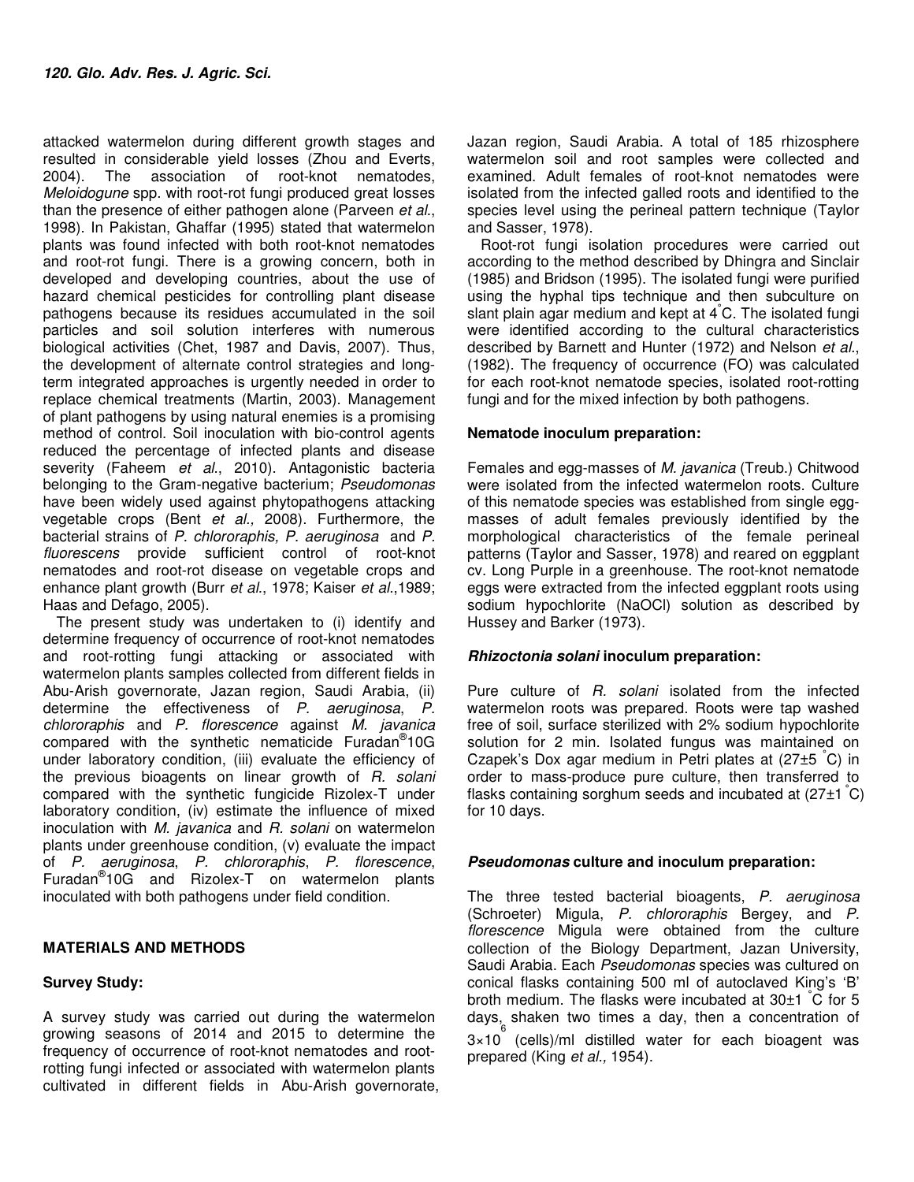attacked watermelon during different growth stages and resulted in considerable yield losses (Zhou and Everts, 2004). The association of root-knot nematodes, *Meloidogune* spp. with root-rot fungi produced great losses than the presence of either pathogen alone (Parveen *et al*., 1998). In Pakistan, Ghaffar (1995) stated that watermelon plants was found infected with both root-knot nematodes and root-rot fungi. There is a growing concern, both in developed and developing countries, about the use of hazard chemical pesticides for controlling plant disease pathogens because its residues accumulated in the soil particles and soil solution interferes with numerous biological activities (Chet, 1987 and Davis, 2007). Thus, the development of alternate control strategies and long-term integrated approaches is urgently needed in order to replace chemical treatments (Martin, 2003). Management of plant pathogens by using natural enemies is a promising method of control. Soil inoculation with bio-control agents reduced the percentage of infected plants and disease severity (Faheem *et al*., 2010). Antagonistic bacteria belonging to the Gram-negative bacterium; *Pseudomonas* have been widely used against phytopathogens attacking vegetable crops (Bent *et al.,* 2008). Furthermore, the bacterial strains of *P. chlororaphis, P. aeruginosa* and *P. fluorescens* provide sufficient control of root-knot nematodes and root-rot disease on vegetable crops and enhance plant growth (Burr *et al*., 1978; Kaiser *et al*.,1989; Haas and Defago, 2005).

The present study was undertaken to (i) identify and determine frequency of occurrence of root-knot nematodes and root-rotting fungi attacking or associated with watermelon plants samples collected from different fields in Abu-Arish governorate, Jazan region, Saudi Arabia, (ii) determine the effectiveness of *P. aeruginosa*, *P. chlororaphis* and *P. florescence* against *M. javanica* compared with the synthetic nematicide Furadan®10G under laboratory condition, (iii) evaluate the efficiency of the previous bioagents on linear growth of *R. solani* compared with the synthetic fungicide Rizolex-T under laboratory condition, (iv) estimate the influence of mixed inoculation with *M. javanica* and *R. solani* on watermelon plants under greenhouse condition, (v) evaluate the impact of *P. aeruginosa*, *P. chlororaphis*, *P. florescence*, Furadan®10G and Rizolex-T on watermelon plants inoculated with both pathogens under field condition.

## MATERIALS AND METHODS

### Survey Study:

A survey study was carried out during the watermelon growing seasons of 2014 and 2015 to determine the frequency of occurrence of root-knot nematodes and root-rotting fungi infected or associated with watermelon plants cultivated in different fields in Abu-Arish governorate, Jazan region, Saudi Arabia. A total of 185 rhizosphere watermelon soil and root samples were collected and examined. Adult females of root-knot nematodes were isolated from the infected galled roots and identified to the species level using the perineal pattern technique (Taylor and Sasser, 1978).

Root-rot fungi isolation procedures were carried out according to the method described by Dhingra and Sinclair (1985) and Bridson (1995). The isolated fungi were purified using the hyphal tips technique and then subculture on slant plain agar medium and kept at 4°C. The isolated fungi were identified according to the cultural characteristics described by Barnett and Hunter (1972) and Nelson *et al*., (1982). The frequency of occurrence (FO) was calculated for each root-knot nematode species, isolated root-rotting fungi and for the mixed infection by both pathogens.

### Nematode inoculum preparation:

Females and egg-masses of *M. javanica* (Treub.) Chitwood were isolated from the infected watermelon roots. Culture of this nematode species was established from single egg-masses of adult females previously identified by the morphological characteristics of the female perineal patterns (Taylor and Sasser, 1978) and reared on eggplant cv. Long Purple in a greenhouse. The root-knot nematode eggs were extracted from the infected eggplant roots using sodium hypochlorite (NaOCl) solution as described by Hussey and Barker (1973).

### *Rhizoctonia solani* inoculum preparation:

Pure culture of *R. solani* isolated from the infected watermelon roots was prepared. Roots were tap washed free of soil, surface sterilized with 2% sodium hypochlorite solution for 2 min. Isolated fungus was maintained on Czapek's Dox agar medium in Petri plates at (27±5 °C) in order to mass-produce pure culture, then transferred to flasks containing sorghum seeds and incubated at (27±1 °C) for 10 days.

### *Pseudomonas* culture and inoculum preparation:

The three tested bacterial bioagents, *P. aeruginosa* (Schroeter) Migula, *P. chlororaphis* Bergey, and *P. florescence* Migula were obtained from the culture collection of the Biology Department, Jazan University, Saudi Arabia. Each *Pseudomonas* species was cultured on conical flasks containing 500 ml of autoclaved King's 'B' broth medium. The flasks were incubated at 30±1 °C for 5 days, shaken two times a day, then a concentration of $3{\times}10^6$ (cells)/ml distilled water for each bioagent was prepared (King *et al.,* 1954).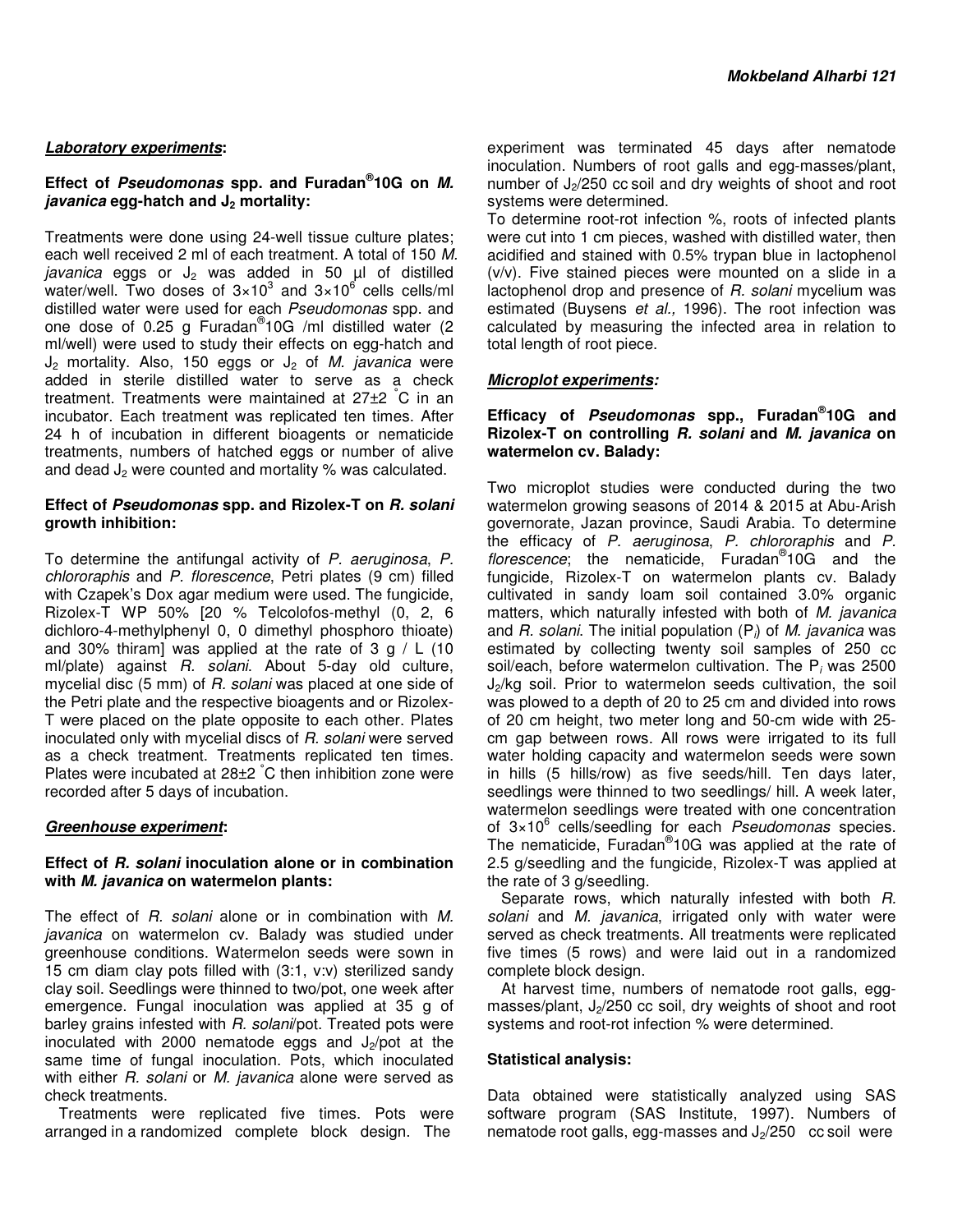## ***Laboratory experiments***:

### Effect of *Pseudomonas* spp. and Furadan®10G on *M. javanica* egg-hatch and $J_2$ mortality:

Treatments were done using 24-well tissue culture plates; each well received 2 ml of each treatment. A total of 150 *M. javanica* eggs or $J_2$ was added in 50 µl of distilled water/well. Two doses of $3×10^3$ and $3×10^6$ cells cells/ml distilled water were used for each *Pseudomonas* spp. and one dose of 0.25 g Furadan®10G /ml distilled water (2 ml/well) were used to study their effects on egg-hatch and $J_2$ mortality. Also, 150 eggs or $J_2$ of *M. javanica* were added in sterile distilled water to serve as a check treatment. Treatments were maintained at 27±2 °C in an incubator. Each treatment was replicated ten times. After 24 h of incubation in different bioagents or nematicide treatments, numbers of hatched eggs or number of alive and dead $J_2$ were counted and mortality % was calculated.

### Effect of *Pseudomonas* spp. and Rizolex-T on *R. solani* growth inhibition:

To determine the antifungal activity of *P. aeruginosa*, *P. chlororaphis* and *P. florescence*, Petri plates (9 cm) filled with Czapek's Dox agar medium were used. The fungicide, Rizolex-T WP 50% [20 % Telcolofos-methyl (0, 2, 6 dichloro-4-methylphenyl 0, 0 dimethyl phosphoro thioate) and 30% thiram] was applied at the rate of 3 g / L (10 ml/plate) against *R. solani*. About 5-day old culture, mycelial disc (5 mm) of *R. solani* was placed at one side of the Petri plate and the respective bioagents and or Rizolex-T were placed on the plate opposite to each other. Plates inoculated only with mycelial discs of *R. solani* were served as a check treatment. Treatments replicated ten times. Plates were incubated at 28±2 °C then inhibition zone were recorded after 5 days of incubation.

## ***Greenhouse experiment***:

### Effect of *R. solani* inoculation alone or in combination with *M. javanica* on watermelon plants:

The effect of *R. solani* alone or in combination with *M. javanica* on watermelon cv. Balady was studied under greenhouse conditions. Watermelon seeds were sown in 15 cm diam clay pots filled with (3:1, v:v) sterilized sandy clay soil. Seedlings were thinned to two/pot, one week after emergence. Fungal inoculation was applied at 35 g of barley grains infested with *R. solani*/pot. Treated pots were inoculated with 2000 nematode eggs and $J_2$/pot at the same time of fungal inoculation. Pots, which inoculated with either *R. solani* or *M. javanica* alone were served as check treatments.

Treatments were replicated five times. Pots were arranged in a randomized complete block design. The experiment was terminated 45 days after nematode inoculation. Numbers of root galls and egg-masses/plant, number of $J_2$/250 cc soil and dry weights of shoot and root systems were determined.

To determine root-rot infection %, roots of infected plants were cut into 1 cm pieces, washed with distilled water, then acidified and stained with 0.5% trypan blue in lactophenol (v/v). Five stained pieces were mounted on a slide in a lactophenol drop and presence of *R. solani* mycelium was estimated (Buysens *et al.,* 1996). The root infection was calculated by measuring the infected area in relation to total length of root piece.

## ***Microplot experiments:***

### Efficacy of *Pseudomonas* spp., Furadan®10G and Rizolex-T on controlling *R. solani* and *M. javanica* on watermelon cv. Balady:

Two microplot studies were conducted during the two watermelon growing seasons of 2014 & 2015 at Abu-Arish governorate, Jazan province, Saudi Arabia. To determine the efficacy of *P. aeruginosa*, *P. chlororaphis* and *P. florescence*; the nematicide, Furadan®10G and the fungicide, Rizolex-T on watermelon plants cv. Balady cultivated in sandy loam soil contained 3.0% organic matters, which naturally infested with both of *M. javanica* and *R. solani*. The initial population ($P_i$) of *M. javanica* was estimated by collecting twenty soil samples of 250 cc soil/each, before watermelon cultivation. The $P_i$ was 2500 $J_2$/kg soil. Prior to watermelon seeds cultivation, the soil was plowed to a depth of 20 to 25 cm and divided into rows of 20 cm height, two meter long and 50-cm wide with 25-cm gap between rows. All rows were irrigated to its full water holding capacity and watermelon seeds were sown in hills (5 hills/row) as five seeds/hill. Ten days later, seedlings were thinned to two seedlings/ hill. A week later, watermelon seedlings were treated with one concentration of $3×10^6$ cells/seedling for each *Pseudomonas* species. The nematicide, Furadan®10G was applied at the rate of 2.5 g/seedling and the fungicide, Rizolex-T was applied at the rate of 3 g/seedling.

Separate rows, which naturally infested with both *R. solani* and *M. javanica*, irrigated only with water were served as check treatments. All treatments were replicated five times (5 rows) and were laid out in a randomized complete block design.

At harvest time, numbers of nematode root galls, egg-masses/plant, $J_2$/250 cc soil, dry weights of shoot and root systems and root-rot infection % were determined.

### Statistical analysis:

Data obtained were statistically analyzed using SAS software program (SAS Institute, 1997). Numbers of nematode root galls, egg-masses and $J_2$/250 cc soil were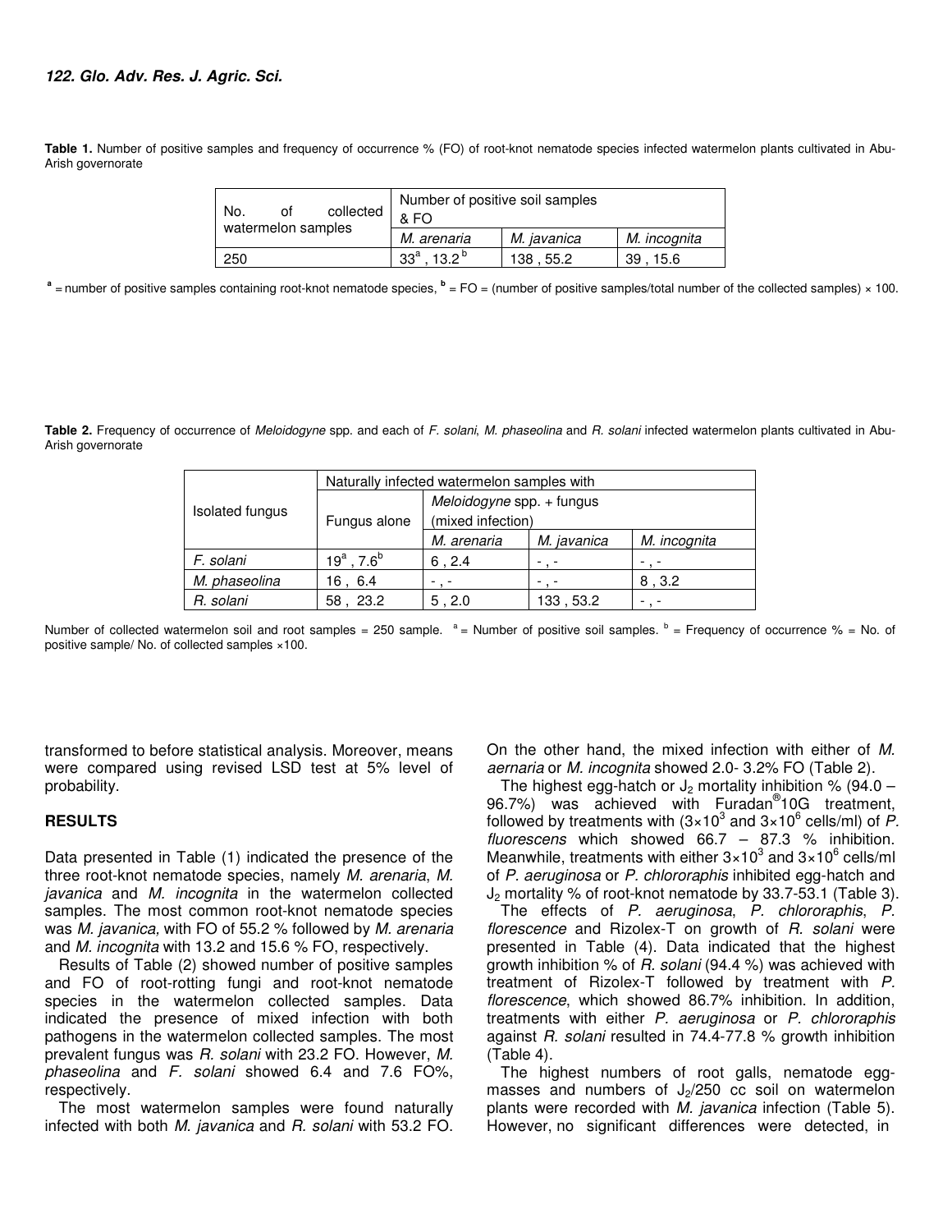**Table 1.** Number of positive samples and frequency of occurrence % (FO) of root-knot nematode species infected watermelon plants cultivated in Abu-Arish governorate

| No. of collected watermelon samples | Number of positive soil samples & FO | | |
|---|---|---|---|
| | *M. arenaria* | *M. javanica* | *M. incognita* |
| 250 | 33[a] , 13.2[b] | 138 , 55.2 | 39 , 15.6 |

[a] = number of positive samples containing root-knot nematode species, [b] = FO = (number of positive samples/total number of the collected samples) × 100.

**Table 2.** Frequency of occurrence of *Meloidogyne* spp. and each of *F. solani*, *M. phaseolina* and *R. solani* infected watermelon plants cultivated in Abu-Arish governorate

| Isolated fungus | Naturally infected watermelon samples with | | | |
|---|---|---|---|---|
| | Fungus alone | *Meloidogyne* spp. + fungus (mixed infection) | | |
| | | *M. arenaria* | *M. javanica* | *M. incognita* |
| *F. solani* | 19[a] , 7.6[b] | 6 , 2.4 | - , - | - , - |
| *M. phaseolina* | 16 , 6.4 | - , - | - , - | 8 , 3.2 |
| *R. solani* | 58 , 23.2 | 5 , 2.0 | 133 , 53.2 | - , - |

Number of collected watermelon soil and root samples = 250 sample. [a] = Number of positive soil samples. [b] = Frequency of occurrence % = No. of positive sample/ No. of collected samples ×100.

transformed to before statistical analysis. Moreover, means were compared using revised LSD test at 5% level of probability.

## RESULTS

Data presented in Table (1) indicated the presence of the three root-knot nematode species, namely *M. arenaria*, *M. javanica* and *M. incognita* in the watermelon collected samples. The most common root-knot nematode species was *M. javanica,* with FO of 55.2 % followed by *M. arenaria* and *M. incognita* with 13.2 and 15.6 % FO, respectively.

Results of Table (2) showed number of positive samples and FO of root-rotting fungi and root-knot nematode species in the watermelon collected samples. Data indicated the presence of mixed infection with both pathogens in the watermelon collected samples. The most prevalent fungus was *R. solani* with 23.2 FO. However, *M. phaseolina* and *F. solani* showed 6.4 and 7.6 FO%, respectively.

The most watermelon samples were found naturally infected with both *M. javanica* and *R. solani* with 53.2 FO. On the other hand, the mixed infection with either of *M. aernaria* or *M. incognita* showed 2.0- 3.2% FO (Table 2).

The highest egg-hatch or $J_2$ mortality inhibition % (94.0 – 96.7%) was achieved with Furadan®10G treatment, followed by treatments with ($3×10^3$ and $3×10^6$ cells/ml) of *P. fluorescens* which showed 66.7 – 87.3 % inhibition. Meanwhile, treatments with either $3×10^3$ and $3×10^6$ cells/ml of *P. aeruginosa* or *P. chlororaphis* inhibited egg-hatch and $J_2$ mortality % of root-knot nematode by 33.7-53.1 (Table 3).

The effects of *P. aeruginosa*, *P. chlororaphis*, *P. florescence* and Rizolex-T on growth of *R. solani* were presented in Table (4). Data indicated that the highest growth inhibition % of *R. solani* (94.4 %) was achieved with treatment of Rizolex-T followed by treatment with *P. florescence*, which showed 86.7% inhibition. In addition, treatments with either *P. aeruginosa* or *P. chlororaphis* against *R. solani* resulted in 74.4-77.8 % growth inhibition (Table 4).

The highest numbers of root galls, nematode egg-masses and numbers of $J_2$/250 cc soil on watermelon plants were recorded with *M. javanica* infection (Table 5). However, no significant differences were detected, in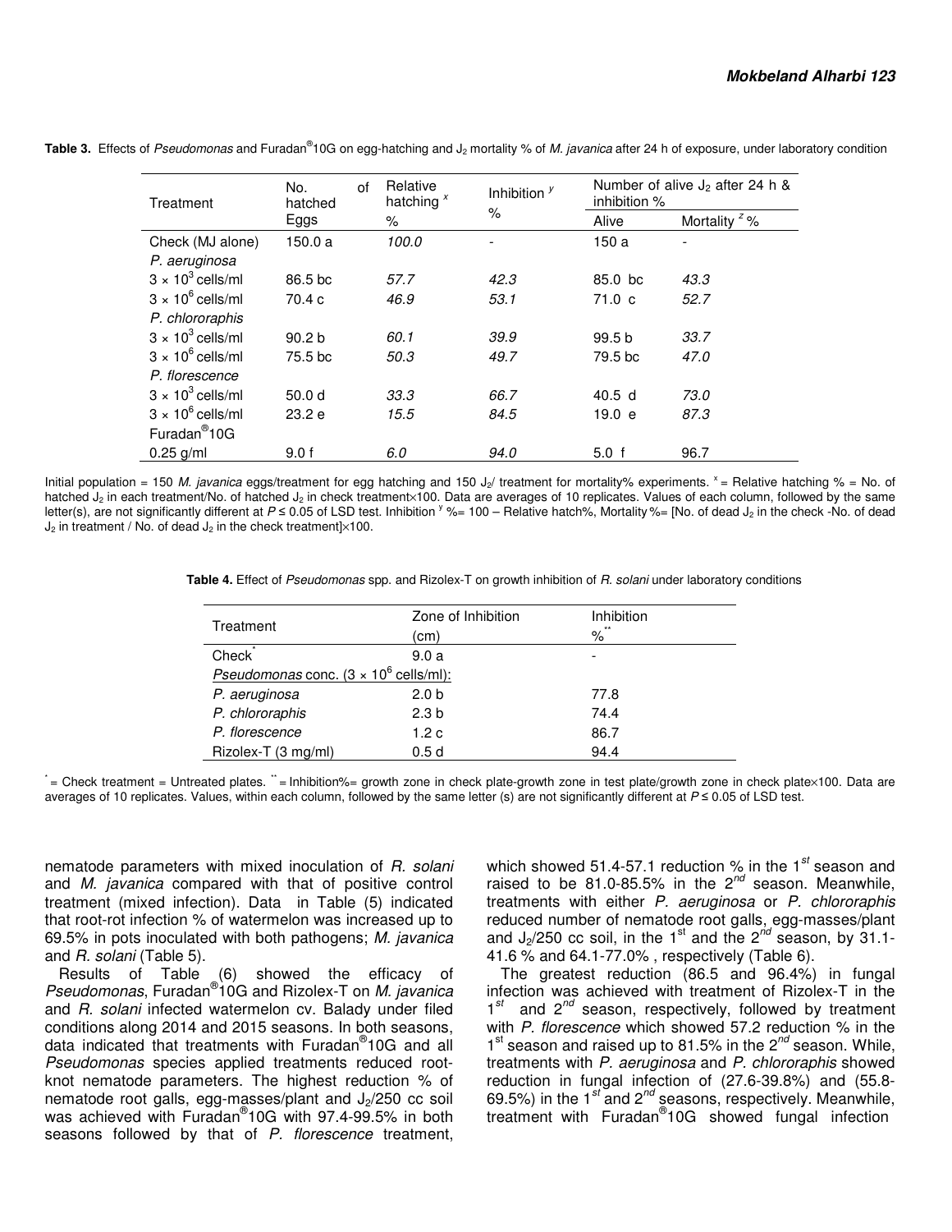**Table 3.** Effects of *Pseudomonas* and Furadan®10G on egg-hatching and $J_2$ mortality % of *M. javanica* after 24 h of exposure, under laboratory condition

| Treatment | No. of hatched Eggs | Relative hatching $^x$ % | Inhibition $^y$ % | Number of alive $J_2$ after 24 h & inhibition % | |
|---|---|---|---|---|---|
| | | | | Alive | Mortality $^z$ % |
| Check (MJ alone) | 150.0 a | *100.0* | - | 150 a | - |
| *P. aeruginosa* | | | | | |
| $3 \times 10^3$ cells/ml | 86.5 bc | *57.7* | *42.3* | 85.0 bc | *43.3* |
| $3 \times 10^6$ cells/ml | 70.4 c | *46.9* | *53.1* | 71.0 c | *52.7* |
| *P. chlororaphis* | | | | | |
| $3 \times 10^3$ cells/ml | 90.2 b | *60.1* | *39.9* | 99.5 b | *33.7* |
| $3 \times 10^6$ cells/ml | 75.5 bc | *50.3* | *49.7* | 79.5 bc | *47.0* |
| *P. florescence* | | | | | |
| $3 \times 10^3$ cells/ml | 50.0 d | *33.3* | *66.7* | 40.5 d | *73.0* |
| $3 \times 10^6$ cells/ml | 23.2 e | *15.5* | *84.5* | 19.0 e | *87.3* |
| Furadan®10G | | | | | |
| 0.25 g/ml | 9.0 f | *6.0* | *94.0* | 5.0 f | 96.7 |

Initial population = 150 *M. javanica* eggs/treatment for egg hatching and 150 $J_2$/ treatment for mortality% experiments. $^x$ = Relative hatching % = No. of hatched $J_2$ in each treatment/No. of hatched $J_2$ in check treatment×100. Data are averages of 10 replicates. Values of each column, followed by the same letter(s), are not significantly different at $P \leq 0.05$ of LSD test. Inhibition $^y$ %= 100 – Relative hatch%, Mortality %= [No. of dead $J_2$ in the check -No. of dead $J_2$ in treatment / No. of dead $J_2$ in the check treatment]×100.

**Table 4.** Effect of *Pseudomonas* spp. and Rizolex-T on growth inhibition of *R. solani* under laboratory conditions

| Treatment | Zone of Inhibition (cm) | Inhibition %** |
|---|---|---|
| Check* | 9.0 a | - |
| *Pseudomonas* conc. ($3 \times 10^6$ cells/ml): | | |
| *P. aeruginosa* | 2.0 b | 77.8 |
| *P. chlororaphis* | 2.3 b | 74.4 |
| *P. florescence* | 1.2 c | 86.7 |
| Rizolex-T (3 mg/ml) | 0.5 d | 94.4 |

* = Check treatment = Untreated plates. ** = Inhibition%= growth zone in check plate-growth zone in test plate/growth zone in check plate×100. Data are averages of 10 replicates. Values, within each column, followed by the same letter (s) are not significantly different at $P \leq 0.05$ of LSD test.

nematode parameters with mixed inoculation of *R. solani* and *M. javanica* compared with that of positive control treatment (mixed infection). Data in Table (5) indicated that root-rot infection % of watermelon was increased up to 69.5% in pots inoculated with both pathogens; *M. javanica* and *R. solani* (Table 5).

Results of Table (6) showed the efficacy of *Pseudomonas*, Furadan®10G and Rizolex-T on *M. javanica* and *R. solani* infected watermelon cv. Balady under filed conditions along 2014 and 2015 seasons. In both seasons, data indicated that treatments with Furadan®10G and all *Pseudomonas* species applied treatments reduced root-knot nematode parameters. The highest reduction % of nematode root galls, egg-masses/plant and $J_2$/250 cc soil was achieved with Furadan®10G with 97.4-99.5% in both seasons followed by that of *P. florescence* treatment, which showed 51.4-57.1 reduction % in the 1$^{st}$ season and raised to be 81.0-85.5% in the 2$^{nd}$ season. Meanwhile, treatments with either *P. aeruginosa* or *P. chlororaphis* reduced number of nematode root galls, egg-masses/plant and $J_2$/250 cc soil, in the 1$^{st}$ and the 2$^{nd}$ season, by 31.1-41.6 % and 64.1-77.0% , respectively (Table 6).

The greatest reduction (86.5 and 96.4%) in fungal infection was achieved with treatment of Rizolex-T in the 1$^{st}$ and 2$^{nd}$ season, respectively, followed by treatment with *P. florescence* which showed 57.2 reduction % in the 1$^{st}$ season and raised up to 81.5% in the 2$^{nd}$ season. While, treatments with *P. aeruginosa* and *P. chlororaphis* showed reduction in fungal infection of (27.6-39.8%) and (55.8-69.5%) in the 1$^{st}$ and 2$^{nd}$ seasons, respectively. Meanwhile, treatment with Furadan®10G showed fungal infection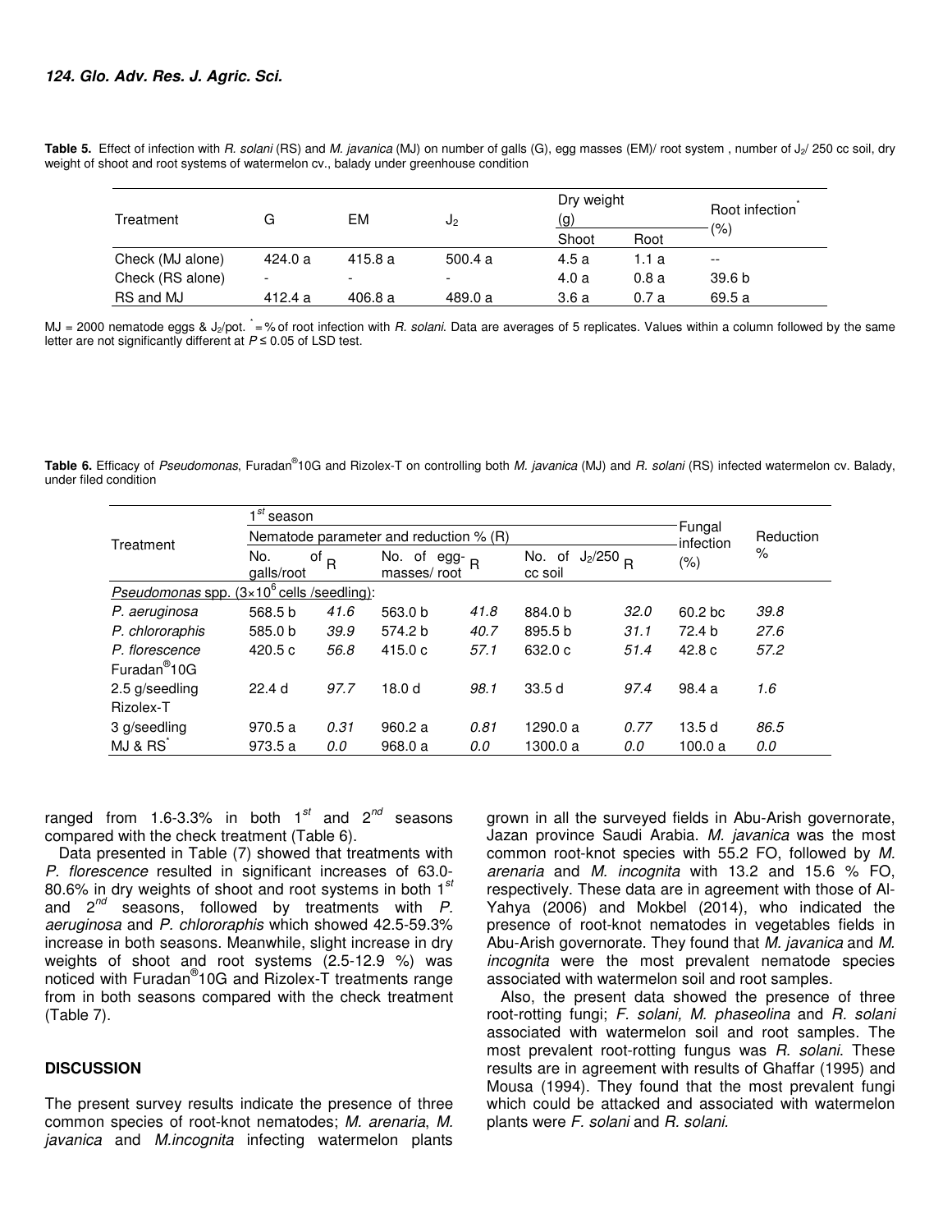**Table 5.** Effect of infection with *R. solani* (RS) and *M. javanica* (MJ) on number of galls (G), egg masses (EM)/ root system , number of $J_2$/ 250 cc soil, dry weight of shoot and root systems of watermelon cv., balady under greenhouse condition

| Treatment | G | EM | $J_2$ | Dry weight (g) | | Root infection* (%) |
|---|---|---|---|---|---|---|
| | | | | Shoot | Root | |
| Check (MJ alone) | 424.0 a | 415.8 a | 500.4 a | 4.5 a | 1.1 a | -- |
| Check (RS alone) | - | - | - | 4.0 a | 0.8 a | 39.6 b |
| RS and MJ | 412.4 a | 406.8 a | 489.0 a | 3.6 a | 0.7 a | 69.5 a |

MJ = 2000 nematode eggs & $J_2$/pot. * = % of root infection with *R. solani*. Data are averages of 5 replicates. Values within a column followed by the same letter are not significantly different at $P \leq 0.05$ of LSD test.

**Table 6.** Efficacy of *Pseudomonas*, Furadan®10G and Rizolex-T on controlling both *M. javanica* (MJ) and *R. solani* (RS) infected watermelon cv. Balady, under filed condition

| Treatment | 1st season | | | | | | Fungal infection (%) | Reduction % |
|---|---|---|---|---|---|---|---|---|
| | Nematode parameter and reduction % (R) | | | | | | | |
| | No. of galls/root | R | No. of egg-masses/ root | R | No. of $J_2$/250 cc soil | R | | |
| *Pseudomonas* spp. ($3\times10^6$ cells /seedling): | | | | | | | | |
| *P. aeruginosa* | 568.5 b | *41.6* | 563.0 b | *41.8* | 884.0 b | *32.0* | 60.2 bc | *39.8* |
| *P. chlororaphis* | 585.0 b | *39.9* | 574.2 b | *40.7* | 895.5 b | *31.1* | 72.4 b | *27.6* |
| *P. florescence* | 420.5 c | *56.8* | 415.0 c | *57.1* | 632.0 c | *51.4* | 42.8 c | *57.2* |
| Furadan®10G 2.5 g/seedling | 22.4 d | *97.7* | 18.0 d | *98.1* | 33.5 d | *97.4* | 98.4 a | *1.6* |
| Rizolex-T 3 g/seedling | 970.5 a | *0.31* | 960.2 a | *0.81* | 1290.0 a | *0.77* | 13.5 d | *86.5* |
| MJ & RS* | 973.5 a | *0.0* | 968.0 a | *0.0* | 1300.0 a | *0.0* | 100.0 a | *0.0* |

ranged from 1.6-3.3% in both 1st and 2nd seasons compared with the check treatment (Table 6).

Data presented in Table (7) showed that treatments with *P. florescence* resulted in significant increases of 63.0-80.6% in dry weights of shoot and root systems in both 1st and 2nd seasons, followed by treatments with *P. aeruginosa* and *P. chlororaphis* which showed 42.5-59.3% increase in both seasons. Meanwhile, slight increase in dry weights of shoot and root systems (2.5-12.9 %) was noticed with Furadan®10G and Rizolex-T treatments range from in both seasons compared with the check treatment (Table 7).

## DISCUSSION

The present survey results indicate the presence of three common species of root-knot nematodes; *M. arenaria*, *M. javanica* and *M.incognita* infecting watermelon plants grown in all the surveyed fields in Abu-Arish governorate, Jazan province Saudi Arabia. *M. javanica* was the most common root-knot species with 55.2 FO, followed by *M. arenaria* and *M. incognita* with 13.2 and 15.6 % FO, respectively. These data are in agreement with those of Al-Yahya (2006) and Mokbel (2014), who indicated the presence of root-knot nematodes in vegetables fields in Abu-Arish governorate. They found that *M. javanica* and *M. incognita* were the most prevalent nematode species associated with watermelon soil and root samples.

Also, the present data showed the presence of three root-rotting fungi; *F. solani, M. phaseolina* and *R. solani* associated with watermelon soil and root samples. The most prevalent root-rotting fungus was *R. solani*. These results are in agreement with results of Ghaffar (1995) and Mousa (1994). They found that the most prevalent fungi which could be attacked and associated with watermelon plants were *F. solani* and *R. solani.*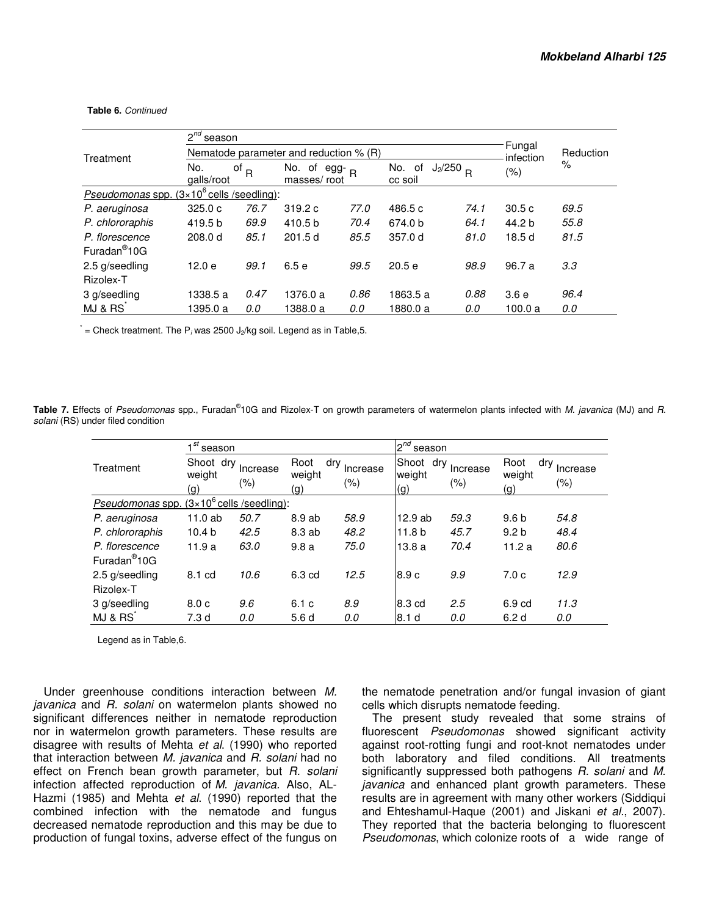**Table 6.** *Continued*

| Treatment | 2nd season | | | | | | Fungal infection (%) | Reduction % |
|---|---|---|---|---|---|---|---|---|
| | Nematode parameter and reduction % (R) | | | | | | | |
| | No. of galls/root | R | No. of egg-masses/ root | R | No. of $J_2$/250 cc soil | R | | |
| *Pseudomonas* spp. ($3\times10^6$ cells /seedling): | | | | | | | | |
| *P. aeruginosa* | 325.0 c | *76.7* | 319.2 c | *77.0* | 486.5 c | *74.1* | 30.5 c | *69.5* |
| *P. chlororaphis* | 419.5 b | *69.9* | 410.5 b | *70.4* | 674.0 b | *64.1* | 44.2 b | *55.8* |
| *P. florescence* | 208.0 d | *85.1* | 201.5 d | *85.5* | 357.0 d | *81.0* | 18.5 d | *81.5* |
| Furadan®10G 2.5 g/seedling | 12.0 e | *99.1* | 6.5 e | *99.5* | 20.5 e | *98.9* | 96.7 a | *3.3* |
| Rizolex-T 3 g/seedling | 1338.5 a | *0.47* | 1376.0 a | *0.86* | 1863.5 a | *0.88* | 3.6 e | *96.4* |
| MJ & RS* | 1395.0 a | *0.0* | 1388.0 a | *0.0* | 1880.0 a | *0.0* | 100.0 a | *0.0* |

* = Check treatment. The $P_i$ was 2500 $J_2$/kg soil. Legend as in Table,5.

**Table 7.** Effects of *Pseudomonas* spp., Furadan®10G and Rizolex-T on growth parameters of watermelon plants infected with *M. javanica* (MJ) and *R. solani* (RS) under filed condition

| Treatment | 1st season | | | | 2nd season | | | |
|---|---|---|---|---|---|---|---|---|
| | Shoot dry weight (g) | Increase (%) | Root dry weight (g) | Increase (%) | Shoot dry weight (g) | Increase (%) | Root dry weight (g) | Increase (%) |
| *Pseudomonas* spp. ($3\times10^6$ cells /seedling): | | | | | | | | |
| *P. aeruginosa* | 11.0 ab | *50.7* | 8.9 ab | *58.9* | 12.9 ab | *59.3* | 9.6 b | *54.8* |
| *P. chlororaphis* | 10.4 b | *42.5* | 8.3 ab | *48.2* | 11.8 b | *45.7* | 9.2 b | *48.4* |
| *P. florescence* | 11.9 a | *63.0* | 9.8 a | *75.0* | 13.8 a | *70.4* | 11.2 a | *80.6* |
| Furadan®10G 2.5 g/seedling | 8.1 cd | *10.6* | 6.3 cd | *12.5* | 8.9 c | *9.9* | 7.0 c | *12.9* |
| Rizolex-T 3 g/seedling | 8.0 c | *9.6* | 6.1 c | *8.9* | 8.3 cd | *2.5* | 6.9 cd | *11.3* |
| MJ & RS* | 7.3 d | *0.0* | 5.6 d | *0.0* | 8.1 d | *0.0* | 6.2 d | *0.0* |

Legend as in Table,6.

Under greenhouse conditions interaction between *M. javanica* and *R. solani* on watermelon plants showed no significant differences neither in nematode reproduction nor in watermelon growth parameters. These results are disagree with results of Mehta *et al.* (1990) who reported that interaction between *M. javanica* and *R. solani* had no effect on French bean growth parameter, but *R. solani* infection affected reproduction of *M. javanica*. Also, AL-Hazmi (1985) and Mehta *et al.* (1990) reported that the combined infection with the nematode and fungus decreased nematode reproduction and this may be due to production of fungal toxins, adverse effect of the fungus on the nematode penetration and/or fungal invasion of giant cells which disrupts nematode feeding.

The present study revealed that some strains of fluorescent *Pseudomonas* showed significant activity against root-rotting fungi and root-knot nematodes under both laboratory and filed conditions. All treatments significantly suppressed both pathogens *R. solani* and *M. javanica* and enhanced plant growth parameters. These results are in agreement with many other workers (Siddiqui and Ehteshamul-Haque (2001) and Jiskani *et al*., 2007). They reported that the bacteria belonging to fluorescent *Pseudomonas*, which colonize roots of a wide range of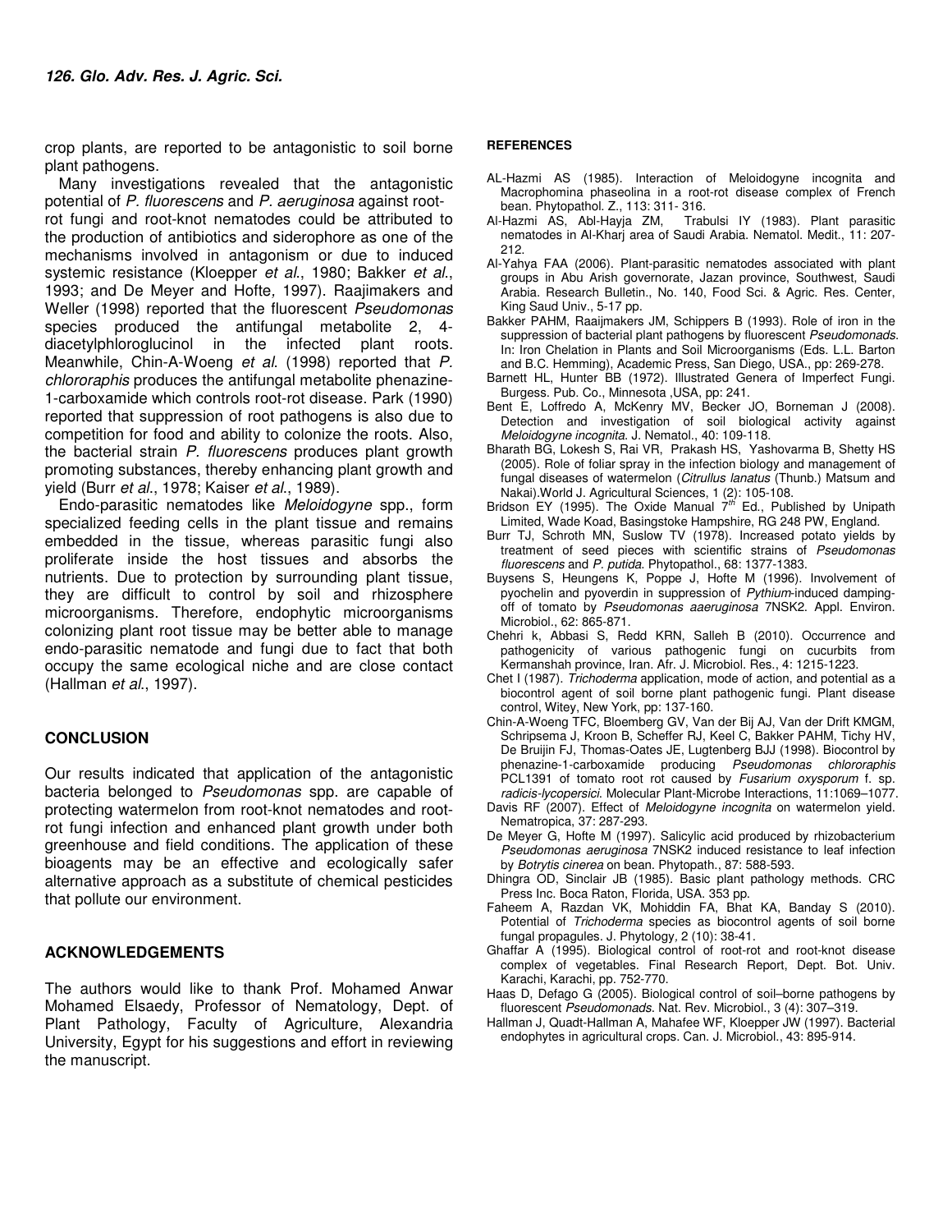crop plants, are reported to be antagonistic to soil borne plant pathogens.

Many investigations revealed that the antagonistic potential of *P. fluorescens* and *P. aeruginosa* against root-rot fungi and root-knot nematodes could be attributed to the production of antibiotics and siderophore as one of the mechanisms involved in antagonism or due to induced systemic resistance (Kloepper *et al*., 1980; Bakker *et al*., 1993; and De Meyer and Hofte, 1997). Raajimakers and Weller (1998) reported that the fluorescent *Pseudomonas* species produced the antifungal metabolite 2, 4-diacetylphloroglucinol in the infected plant roots. Meanwhile, Chin-A-Woeng *et al*. (1998) reported that *P. chlororaphis* produces the antifungal metabolite phenazine-1-carboxamide which controls root-rot disease. Park (1990) reported that suppression of root pathogens is also due to competition for food and ability to colonize the roots. Also, the bacterial strain *P. fluorescens* produces plant growth promoting substances, thereby enhancing plant growth and yield (Burr *et al*., 1978; Kaiser *et al*., 1989).

Endo-parasitic nematodes like *Meloidogyne* spp., form specialized feeding cells in the plant tissue and remains embedded in the tissue, whereas parasitic fungi also proliferate inside the host tissues and absorbs the nutrients. Due to protection by surrounding plant tissue, they are difficult to control by soil and rhizosphere microorganisms. Therefore, endophytic microorganisms colonizing plant root tissue may be better able to manage endo-parasitic nematode and fungi due to fact that both occupy the same ecological niche and are close contact (Hallman *et al*., 1997).

## CONCLUSION

Our results indicated that application of the antagonistic bacteria belonged to *Pseudomonas* spp. are capable of protecting watermelon from root-knot nematodes and root-rot fungi infection and enhanced plant growth under both greenhouse and field conditions. The application of these bioagents may be an effective and ecologically safer alternative approach as a substitute of chemical pesticides that pollute our environment.

## ACKNOWLEDGEMENTS

The authors would like to thank Prof. Mohamed Anwar Mohamed Elsaedy, Professor of Nematology, Dept. of Plant Pathology, Faculty of Agriculture, Alexandria University, Egypt for his suggestions and effort in reviewing the manuscript.

## REFERENCES

AL-Hazmi AS (1985). Interaction of Meloidogyne incognita and Macrophomina phaseolina in a root-rot disease complex of French bean. Phytopathol. Z., 113: 311- 316.

Al-Hazmi AS, Abl-Hayja ZM, Trabulsi IY (1983). Plant parasitic nematodes in Al-Kharj area of Saudi Arabia. Nematol. Medit., 11: 207-212.

Al-Yahya FAA (2006). Plant-parasitic nematodes associated with plant groups in Abu Arish governorate, Jazan province, Southwest, Saudi Arabia. Research Bulletin., No. 140, Food Sci. & Agric. Res. Center, King Saud Univ., 5-17 pp.

Bakker PAHM, Raaijmakers JM, Schippers B (1993). Role of iron in the suppression of bacterial plant pathogens by fluorescent *Pseudomonads*. In: Iron Chelation in Plants and Soil Microorganisms (Eds. L.L. Barton and B.C. Hemming), Academic Press, San Diego, USA., pp: 269-278.

Barnett HL, Hunter BB (1972). Illustrated Genera of Imperfect Fungi. Burgess. Pub. Co., Minnesota ,USA, pp: 241.

Bent E, Loffredo A, McKenry MV, Becker JO, Borneman J (2008). Detection and investigation of soil biological activity against *Meloidogyne incognita*. J. Nematol., 40: 109-118.

Bharath BG, Lokesh S, Rai VR, Prakash HS, Yashovarma B, Shetty HS (2005). Role of foliar spray in the infection biology and management of fungal diseases of watermelon (*Citrullus lanatus* (Thunb.) Matsum and Nakai).World J. Agricultural Sciences, 1 (2): 105-108.

Bridson EY (1995). The Oxide Manual 7[th] Ed., Published by Unipath Limited, Wade Koad, Basingstoke Hampshire, RG 248 PW, England.

Burr TJ, Schroth MN, Suslow TV (1978). Increased potato yields by treatment of seed pieces with scientific strains of *Pseudomonas fluorescens* and *P. putida*. Phytopathol., 68: 1377-1383.

Buysens S, Heungens K, Poppe J, Hofte M (1996). Involvement of pyochelin and pyoverdin in suppression of *Pythium*-induced damping-off of tomato by *Pseudomonas aaeruginosa* 7NSK2. Appl. Environ. Microbiol., 62: 865-871.

Chehri k, Abbasi S, Redd KRN, Salleh B (2010). Occurrence and pathogenicity of various pathogenic fungi on cucurbits from Kermanshah province, Iran. Afr. J. Microbiol. Res., 4: 1215-1223.

Chet I (1987). *Trichoderma* application, mode of action, and potential as a biocontrol agent of soil borne plant pathogenic fungi. Plant disease control, Witey, New York, pp: 137-160.

Chin-A-Woeng TFC, Bloemberg GV, Van der Bij AJ, Van der Drift KMGM, Schripsema J, Kroon B, Scheffer RJ, Keel C, Bakker PAHM, Tichy HV, De Bruijin FJ, Thomas-Oates JE, Lugtenberg BJJ (1998). Biocontrol by phenazine-1-carboxamide producing *Pseudomonas chlororaphis* PCL1391 of tomato root rot caused by *Fusarium oxysporum* f. sp. *radicis-lycopersici*. Molecular Plant-Microbe Interactions, 11:1069–1077.

Davis RF (2007). Effect of *Meloidogyne incognita* on watermelon yield. Nematropica, 37: 287-293.

De Meyer G, Hofte M (1997). Salicylic acid produced by rhizobacterium *Pseudomonas aeruginosa* 7NSK2 induced resistance to leaf infection by *Botrytis cinerea* on bean. Phytopath., 87: 588-593.

Dhingra OD, Sinclair JB (1985). Basic plant pathology methods. CRC Press Inc. Boca Raton, Florida, USA. 353 pp.

Faheem A, Razdan VK, Mohiddin FA, Bhat KA, Banday S (2010). Potential of *Trichoderma* species as biocontrol agents of soil borne fungal propagules. J. Phytology, 2 (10): 38-41.

Ghaffar A (1995). Biological control of root-rot and root-knot disease complex of vegetables. Final Research Report, Dept. Bot. Univ. Karachi, Karachi, pp. 752-770.

Haas D, Defago G (2005). Biological control of soil–borne pathogens by fluorescent *Pseudomonads*. Nat. Rev. Microbiol., 3 (4): 307–319.

Hallman J, Quadt-Hallman A, Mahafee WF, Kloepper JW (1997). Bacterial endophytes in agricultural crops. Can. J. Microbiol., 43: 895-914.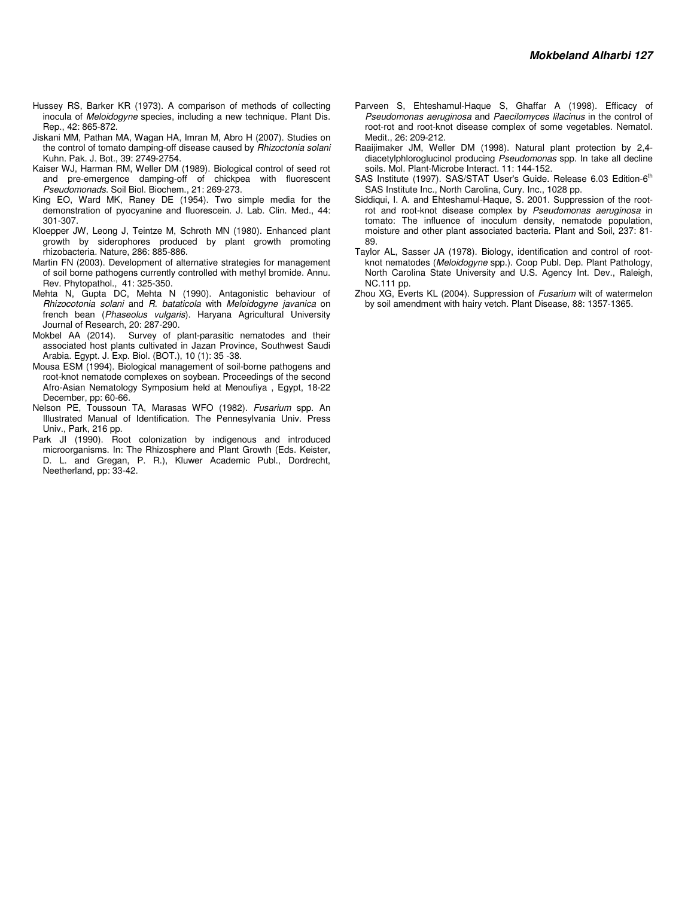Hussey RS, Barker KR (1973). A comparison of methods of collecting inocula of *Meloidogyne* species, including a new technique. Plant Dis. Rep., 42: 865-872.

Jiskani MM, Pathan MA, Wagan HA, Imran M, Abro H (2007). Studies on the control of tomato damping-off disease caused by *Rhizoctonia solani* Kuhn. Pak. J. Bot., 39: 2749-2754.

Kaiser WJ, Harman RM, Weller DM (1989). Biological control of seed rot and pre-emergence damping-off of chickpea with fluorescent *Pseudomonads*. Soil Biol. Biochem., 21: 269-273.

King EO, Ward MK, Raney DE (1954). Two simple media for the demonstration of pyocyanine and fluorescein. J. Lab. Clin. Med., 44: 301-307.

Kloepper JW, Leong J, Teintze M, Schroth MN (1980). Enhanced plant growth by siderophores produced by plant growth promoting rhizobacteria. Nature, 286: 885-886.

Martin FN (2003). Development of alternative strategies for management of soil borne pathogens currently controlled with methyl bromide. Annu. Rev. Phytopathol., 41: 325-350.

Mehta N, Gupta DC, Mehta N (1990). Antagonistic behaviour of *Rhizocotonia solani* and *R. bataticola* with *Meloidogyne javanica* on french bean (*Phaseolus vulgaris*). Haryana Agricultural University Journal of Research, 20: 287-290.

Mokbel AA (2014). Survey of plant-parasitic nematodes and their associated host plants cultivated in Jazan Province, Southwest Saudi Arabia. Egypt. J. Exp. Biol. (BOT.), 10 (1): 35 -38.

Mousa ESM (1994). Biological management of soil-borne pathogens and root-knot nematode complexes on soybean. Proceedings of the second Afro-Asian Nematology Symposium held at Menoufiya , Egypt, 18-22 December, pp: 60-66.

Nelson PE, Toussoun TA, Marasas WFO (1982). *Fusarium* spp. An Illustrated Manual of Identification. The Pennesylvania Univ. Press Univ., Park, 216 pp.

Park JI (1990). Root colonization by indigenous and introduced microorganisms. In: The Rhizosphere and Plant Growth (Eds. Keister, D. L. and Gregan, P. R.), Kluwer Academic Publ., Dordrecht, Neetherland, pp: 33-42.

Parveen S, Ehteshamul-Haque S, Ghaffar A (1998). Efficacy of *Pseudomonas aeruginosa* and *Paecilomyces lilacinus* in the control of root-rot and root-knot disease complex of some vegetables. Nematol. Medit., 26: 209-212.

Raaijimaker JM, Weller DM (1998). Natural plant protection by 2,4-diacetylphloroglucinol producing *Pseudomonas* spp. In take all decline soils. Mol. Plant-Microbe Interact. 11: 144-152.

SAS Institute (1997). SAS/STAT User's Guide. Release 6.03 Edition-6th SAS Institute Inc., North Carolina, Cury. Inc., 1028 pp.

Siddiqui, I. A. and Ehteshamul-Haque, S. 2001. Suppression of the root-rot and root-knot disease complex by *Pseudomonas aeruginosa* in tomato: The influence of inoculum density, nematode population, moisture and other plant associated bacteria. Plant and Soil, 237: 81-89.

Taylor AL, Sasser JA (1978). Biology, identification and control of root-knot nematodes (*Meloidogyne* spp.). Coop Publ. Dep. Plant Pathology, North Carolina State University and U.S. Agency Int. Dev., Raleigh, NC.111 pp.

Zhou XG, Everts KL (2004). Suppression of *Fusarium* wilt of watermelon by soil amendment with hairy vetch. Plant Disease, 88: 1357-1365.